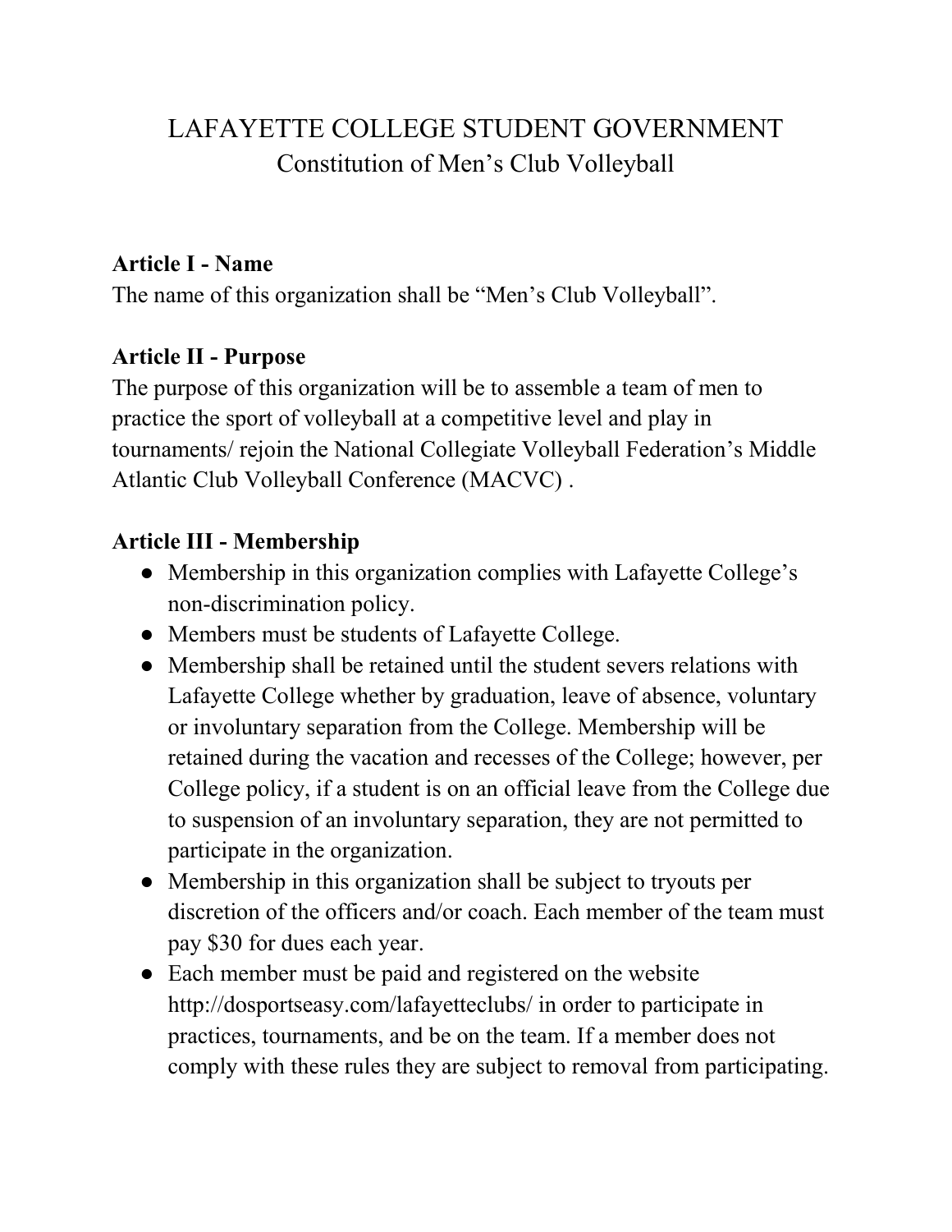# LAFAYETTE COLLEGE STUDENT GOVERNMENT
## Constitution of Men's Club Volleyball

**Article I - Name**

The name of this organization shall be "Men's Club Volleyball".

**Article II - Purpose**

The purpose of this organization will be to assemble a team of men to practice the sport of volleyball at a competitive level and play in tournaments/ rejoin the National Collegiate Volleyball Federation's Middle Atlantic Club Volleyball Conference (MACVC) .

**Article III - Membership**

- Membership in this organization complies with Lafayette College's non-discrimination policy.
- Members must be students of Lafayette College.
- Membership shall be retained until the student severs relations with Lafayette College whether by graduation, leave of absence, voluntary or involuntary separation from the College. Membership will be retained during the vacation and recesses of the College; however, per College policy, if a student is on an official leave from the College due to suspension of an involuntary separation, they are not permitted to participate in the organization.
- Membership in this organization shall be subject to tryouts per discretion of the officers and/or coach. Each member of the team must pay $30 for dues each year.
- Each member must be paid and registered on the website http://dosportseasy.com/lafayetteclubs/ in order to participate in practices, tournaments, and be on the team. If a member does not comply with these rules they are subject to removal from participating.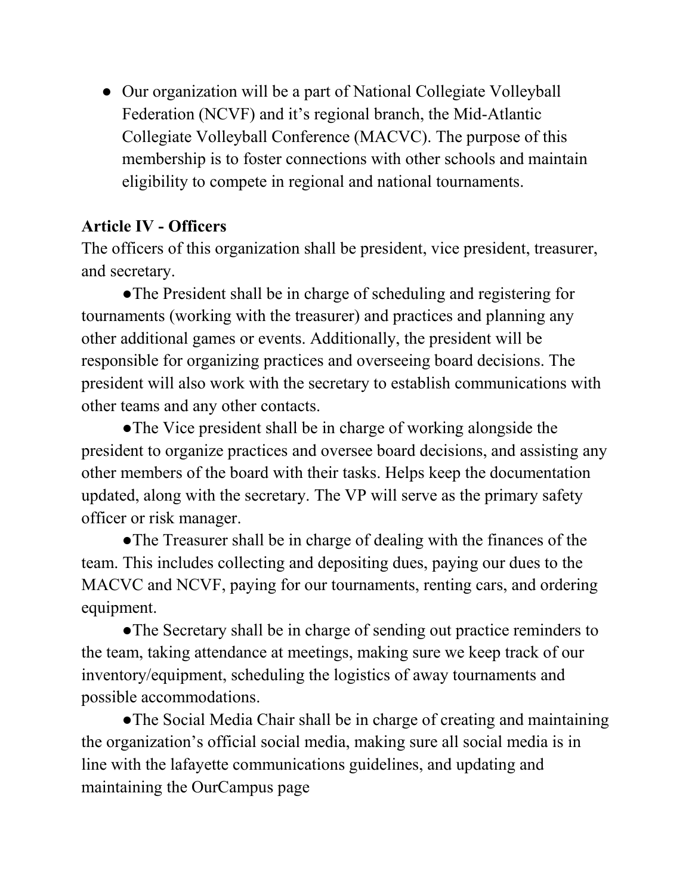- Our organization will be a part of National Collegiate Volleyball Federation (NCVF) and it's regional branch, the Mid-Atlantic Collegiate Volleyball Conference (MACVC). The purpose of this membership is to foster connections with other schools and maintain eligibility to compete in regional and national tournaments.

**Article IV - Officers**

The officers of this organization shall be president, vice president, treasurer, and secretary.

- The President shall be in charge of scheduling and registering for tournaments (working with the treasurer) and practices and planning any other additional games or events. Additionally, the president will be responsible for organizing practices and overseeing board decisions. The president will also work with the secretary to establish communications with other teams and any other contacts.
- The Vice president shall be in charge of working alongside the president to organize practices and oversee board decisions, and assisting any other members of the board with their tasks. Helps keep the documentation updated, along with the secretary. The VP will serve as the primary safety officer or risk manager.
- The Treasurer shall be in charge of dealing with the finances of the team. This includes collecting and depositing dues, paying our dues to the MACVC and NCVF, paying for our tournaments, renting cars, and ordering equipment.
- The Secretary shall be in charge of sending out practice reminders to the team, taking attendance at meetings, making sure we keep track of our inventory/equipment, scheduling the logistics of away tournaments and possible accommodations.
- The Social Media Chair shall be in charge of creating and maintaining the organization's official social media, making sure all social media is in line with the lafayette communications guidelines, and updating and maintaining the OurCampus page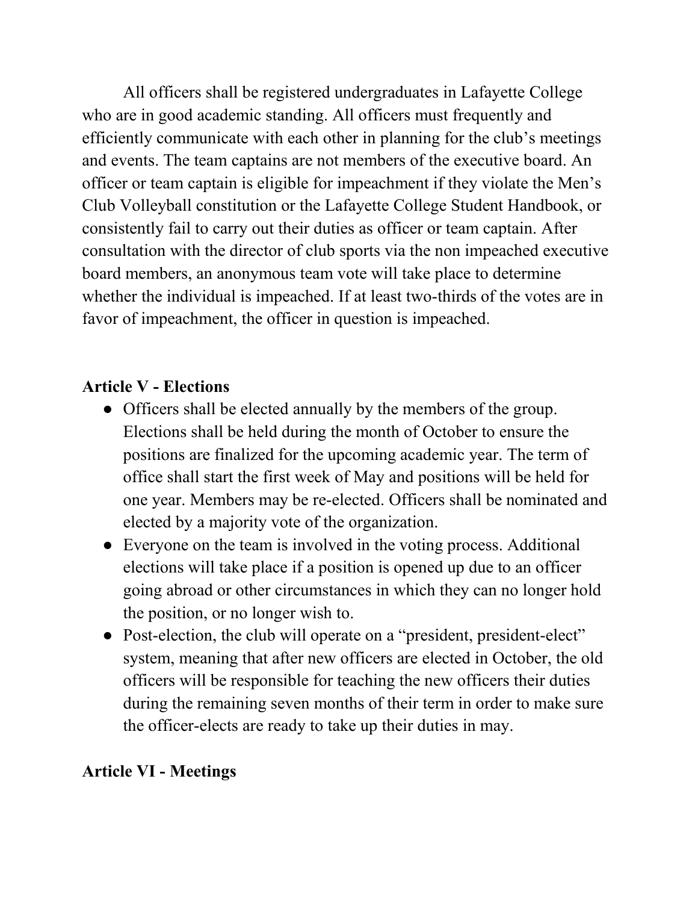All officers shall be registered undergraduates in Lafayette College who are in good academic standing. All officers must frequently and efficiently communicate with each other in planning for the club's meetings and events. The team captains are not members of the executive board. An officer or team captain is eligible for impeachment if they violate the Men's Club Volleyball constitution or the Lafayette College Student Handbook, or consistently fail to carry out their duties as officer or team captain. After consultation with the director of club sports via the non impeached executive board members, an anonymous team vote will take place to determine whether the individual is impeached. If at least two-thirds of the votes are in favor of impeachment, the officer in question is impeached.

**Article V - Elections**

- Officers shall be elected annually by the members of the group. Elections shall be held during the month of October to ensure the positions are finalized for the upcoming academic year. The term of office shall start the first week of May and positions will be held for one year. Members may be re-elected. Officers shall be nominated and elected by a majority vote of the organization.
- Everyone on the team is involved in the voting process. Additional elections will take place if a position is opened up due to an officer going abroad or other circumstances in which they can no longer hold the position, or no longer wish to.
- Post-election, the club will operate on a "president, president-elect" system, meaning that after new officers are elected in October, the old officers will be responsible for teaching the new officers their duties during the remaining seven months of their term in order to make sure the officer-elects are ready to take up their duties in may.

**Article VI - Meetings**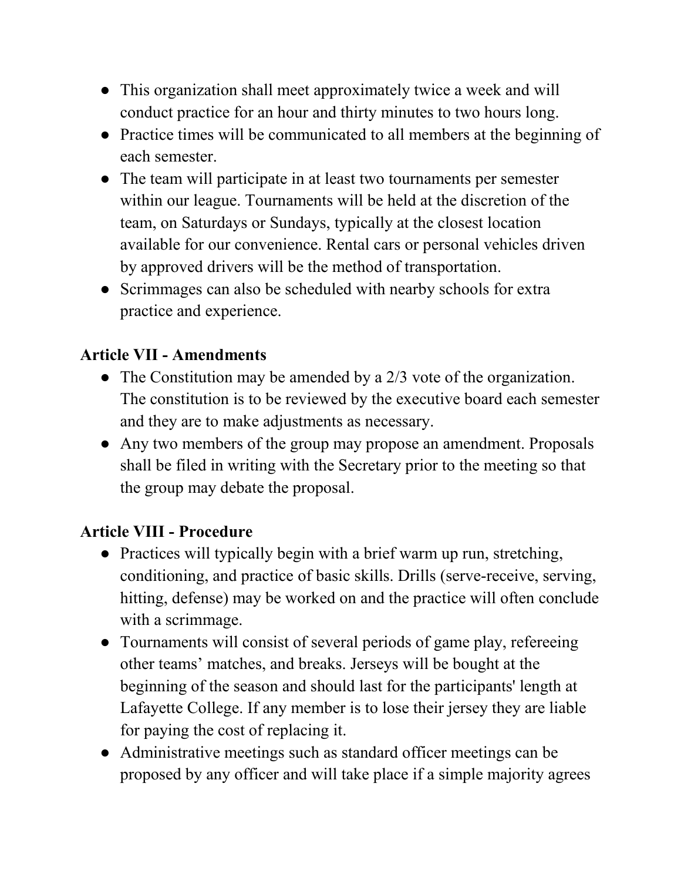- This organization shall meet approximately twice a week and will conduct practice for an hour and thirty minutes to two hours long.
- Practice times will be communicated to all members at the beginning of each semester.
- The team will participate in at least two tournaments per semester within our league. Tournaments will be held at the discretion of the team, on Saturdays or Sundays, typically at the closest location available for our convenience. Rental cars or personal vehicles driven by approved drivers will be the method of transportation.
- Scrimmages can also be scheduled with nearby schools for extra practice and experience.

## Article VII - Amendments

- The Constitution may be amended by a 2/3 vote of the organization. The constitution is to be reviewed by the executive board each semester and they are to make adjustments as necessary.
- Any two members of the group may propose an amendment. Proposals shall be filed in writing with the Secretary prior to the meeting so that the group may debate the proposal.

## Article VIII - Procedure

- Practices will typically begin with a brief warm up run, stretching, conditioning, and practice of basic skills. Drills (serve-receive, serving, hitting, defense) may be worked on and the practice will often conclude with a scrimmage.
- Tournaments will consist of several periods of game play, refereeing other teams' matches, and breaks. Jerseys will be bought at the beginning of the season and should last for the participants' length at Lafayette College. If any member is to lose their jersey they are liable for paying the cost of replacing it.
- Administrative meetings such as standard officer meetings can be proposed by any officer and will take place if a simple majority agrees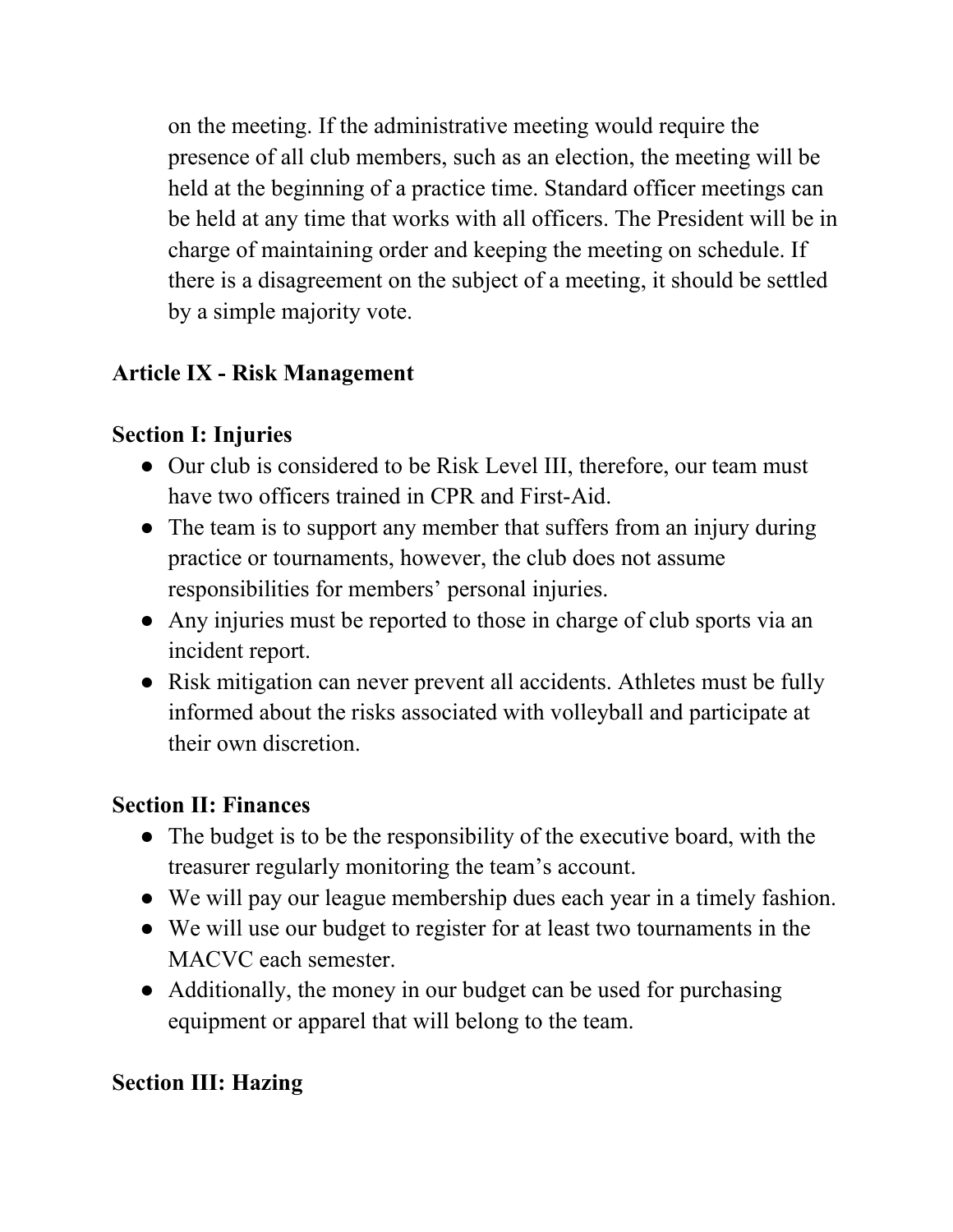on the meeting. If the administrative meeting would require the presence of all club members, such as an election, the meeting will be held at the beginning of a practice time. Standard officer meetings can be held at any time that works with all officers. The President will be in charge of maintaining order and keeping the meeting on schedule. If there is a disagreement on the subject of a meeting, it should be settled by a simple majority vote.

## Article IX - Risk Management

### Section I: Injuries

- Our club is considered to be Risk Level III, therefore, our team must have two officers trained in CPR and First-Aid.
- The team is to support any member that suffers from an injury during practice or tournaments, however, the club does not assume responsibilities for members' personal injuries.
- Any injuries must be reported to those in charge of club sports via an incident report.
- Risk mitigation can never prevent all accidents. Athletes must be fully informed about the risks associated with volleyball and participate at their own discretion.

### Section II: Finances

- The budget is to be the responsibility of the executive board, with the treasurer regularly monitoring the team's account.
- We will pay our league membership dues each year in a timely fashion.
- We will use our budget to register for at least two tournaments in the MACVC each semester.
- Additionally, the money in our budget can be used for purchasing equipment or apparel that will belong to the team.

### Section III: Hazing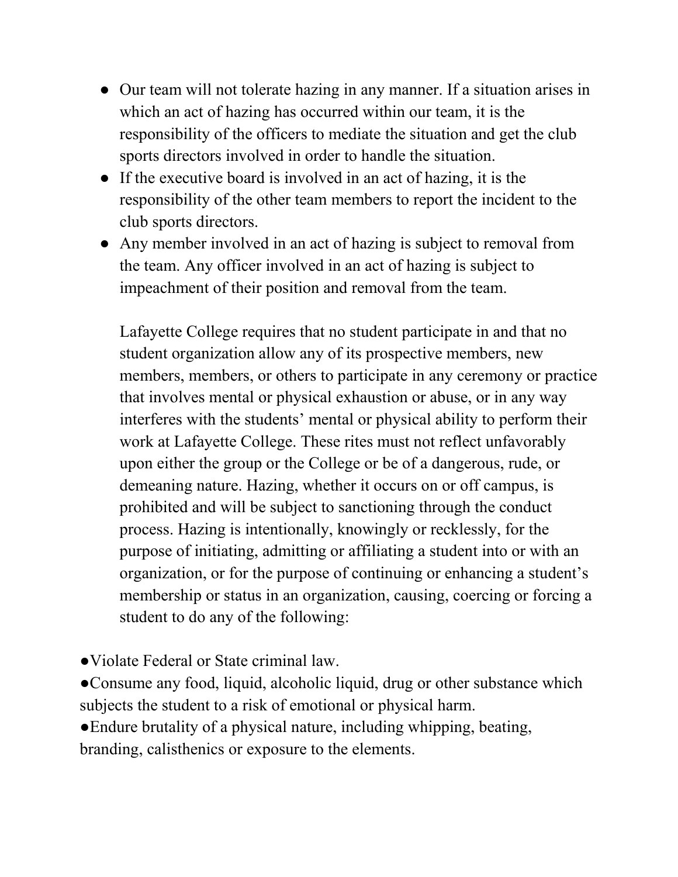- Our team will not tolerate hazing in any manner. If a situation arises in which an act of hazing has occurred within our team, it is the responsibility of the officers to mediate the situation and get the club sports directors involved in order to handle the situation.
- If the executive board is involved in an act of hazing, it is the responsibility of the other team members to report the incident to the club sports directors.
- Any member involved in an act of hazing is subject to removal from the team. Any officer involved in an act of hazing is subject to impeachment of their position and removal from the team.

  Lafayette College requires that no student participate in and that no student organization allow any of its prospective members, new members, members, or others to participate in any ceremony or practice that involves mental or physical exhaustion or abuse, or in any way interferes with the students' mental or physical ability to perform their work at Lafayette College. These rites must not reflect unfavorably upon either the group or the College or be of a dangerous, rude, or demeaning nature. Hazing, whether it occurs on or off campus, is prohibited and will be subject to sanctioning through the conduct process. Hazing is intentionally, knowingly or recklessly, for the purpose of initiating, admitting or affiliating a student into or with an organization, or for the purpose of continuing or enhancing a student's membership or status in an organization, causing, coercing or forcing a student to do any of the following:

- Violate Federal or State criminal law.
- Consume any food, liquid, alcoholic liquid, drug or other substance which subjects the student to a risk of emotional or physical harm.
- Endure brutality of a physical nature, including whipping, beating, branding, calisthenics or exposure to the elements.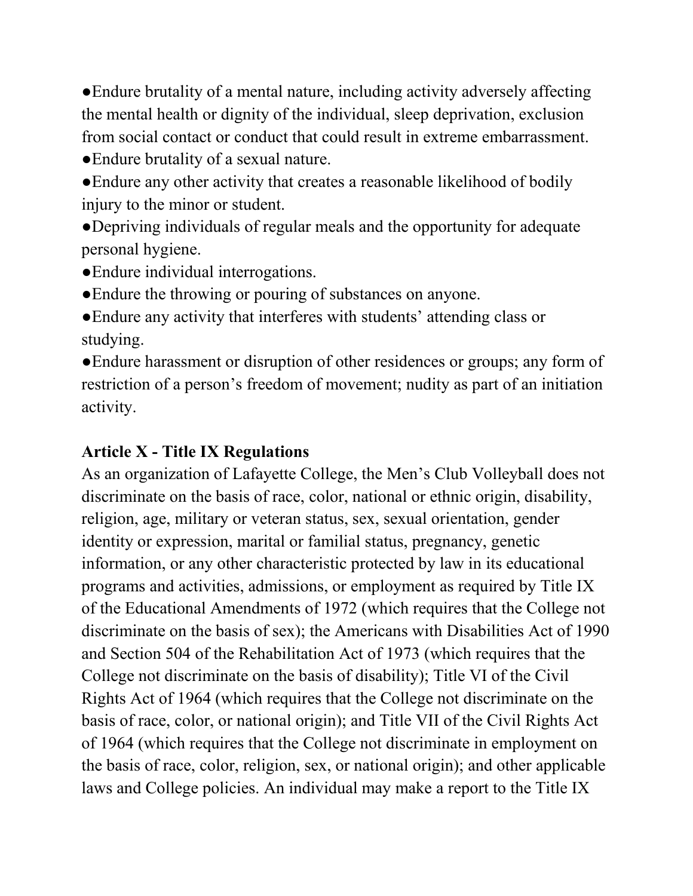- Endure brutality of a mental nature, including activity adversely affecting the mental health or dignity of the individual, sleep deprivation, exclusion from social contact or conduct that could result in extreme embarrassment.
- Endure brutality of a sexual nature.
- Endure any other activity that creates a reasonable likelihood of bodily injury to the minor or student.
- Depriving individuals of regular meals and the opportunity for adequate personal hygiene.
- Endure individual interrogations.
- Endure the throwing or pouring of substances on anyone.
- Endure any activity that interferes with students' attending class or studying.
- Endure harassment or disruption of other residences or groups; any form of restriction of a person's freedom of movement; nudity as part of an initiation activity.

**Article X - Title IX Regulations**

As an organization of Lafayette College, the Men's Club Volleyball does not discriminate on the basis of race, color, national or ethnic origin, disability, religion, age, military or veteran status, sex, sexual orientation, gender identity or expression, marital or familial status, pregnancy, genetic information, or any other characteristic protected by law in its educational programs and activities, admissions, or employment as required by Title IX of the Educational Amendments of 1972 (which requires that the College not discriminate on the basis of sex); the Americans with Disabilities Act of 1990 and Section 504 of the Rehabilitation Act of 1973 (which requires that the College not discriminate on the basis of disability); Title VI of the Civil Rights Act of 1964 (which requires that the College not discriminate on the basis of race, color, or national origin); and Title VII of the Civil Rights Act of 1964 (which requires that the College not discriminate in employment on the basis of race, color, religion, sex, or national origin); and other applicable laws and College policies. An individual may make a report to the Title IX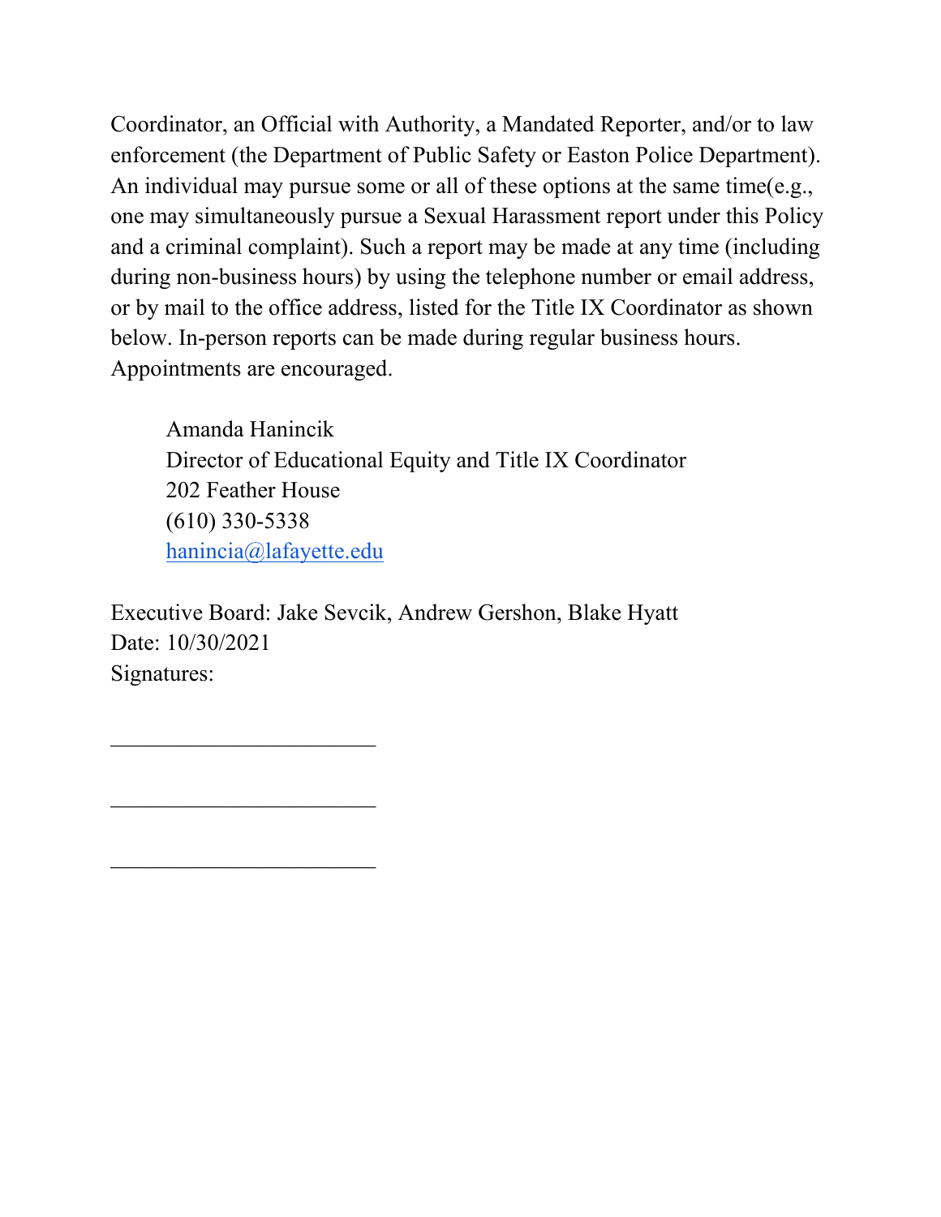Coordinator, an Official with Authority, a Mandated Reporter, and/or to law enforcement (the Department of Public Safety or Easton Police Department). An individual may pursue some or all of these options at the same time(e.g., one may simultaneously pursue a Sexual Harassment report under this Policy and a criminal complaint). Such a report may be made at any time (including during non-business hours) by using the telephone number or email address, or by mail to the office address, listed for the Title IX Coordinator as shown below. In-person reports can be made during regular business hours. Appointments are encouraged.

> Amanda Hanincik
> Director of Educational Equity and Title IX Coordinator
> 202 Feather House
> (610) 330-5338
> hanincia@lafayette.edu

Executive Board: Jake Sevcik, Andrew Gershon, Blake Hyatt
Date: 10/30/2021
Signatures:

________________________

________________________

________________________